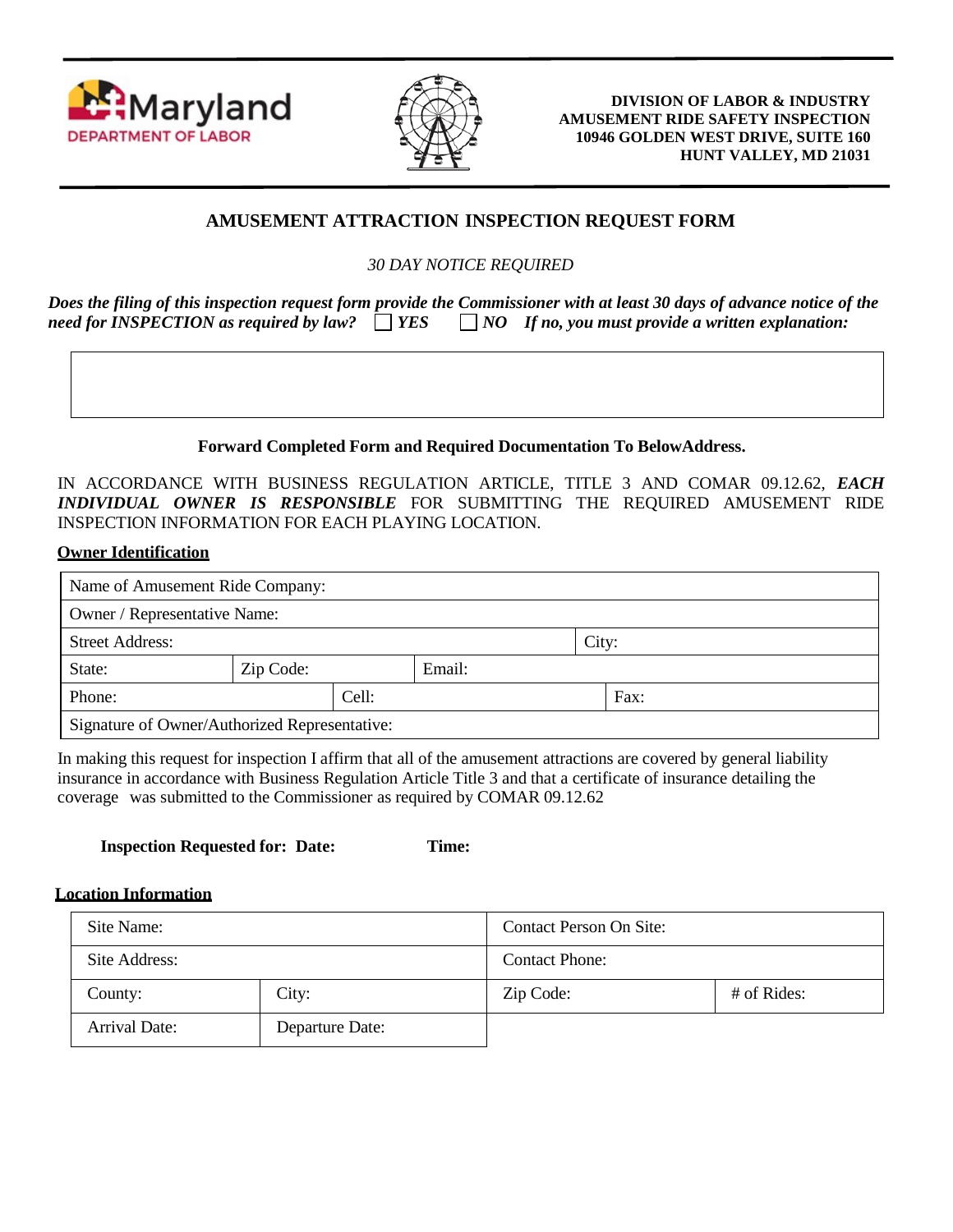**DIVISION OF LABOR & INDUSTRY**
**AMUSEMENT RIDE SAFETY INSPECTION**
**10946 GOLDEN WEST DRIVE, SUITE 160**
**HUNT VALLEY, MD 21031**

## AMUSEMENT ATTRACTION INSPECTION REQUEST FORM

*30 DAY NOTICE REQUIRED*

***Does the filing of this inspection request form provide the Commissioner with at least 30 days of advance notice of the need for INSPECTION as required by law?*** ☐ ***YES*** ☐ ***NO*** ***If no, you must provide a written explanation:***

| |
|---|
| |

**Forward Completed Form and Required Documentation To BelowAddress.**

IN ACCORDANCE WITH BUSINESS REGULATION ARTICLE, TITLE 3 AND COMAR 09.12.62, ***EACH INDIVIDUAL OWNER IS RESPONSIBLE*** FOR SUBMITTING THE REQUIRED AMUSEMENT RIDE INSPECTION INFORMATION FOR EACH PLAYING LOCATION.

**Owner Identification**

| Name of Amusement Ride Company: | | | |
|---|---|---|---|
| Owner / Representative Name: | | | |
| Street Address: | | | City: |
| State: | Zip Code: | Email: | |
| Phone: | Cell: | | Fax: |
| Signature of Owner/Authorized Representative: | | | |

In making this request for inspection I affirm that all of the amusement attractions are covered by general liability insurance in accordance with Business Regulation Article Title 3 and that a certificate of insurance detailing the coverage was submitted to the Commissioner as required by COMAR 09.12.62

**Inspection Requested for: Date:** **Time:**

**Location Information**

| Site Name: | | Contact Person On Site: | |
|---|---|---|---|
| Site Address: | | Contact Phone: | |
| County: | City: | Zip Code: | # of Rides: |
| Arrival Date: | Departure Date: | | |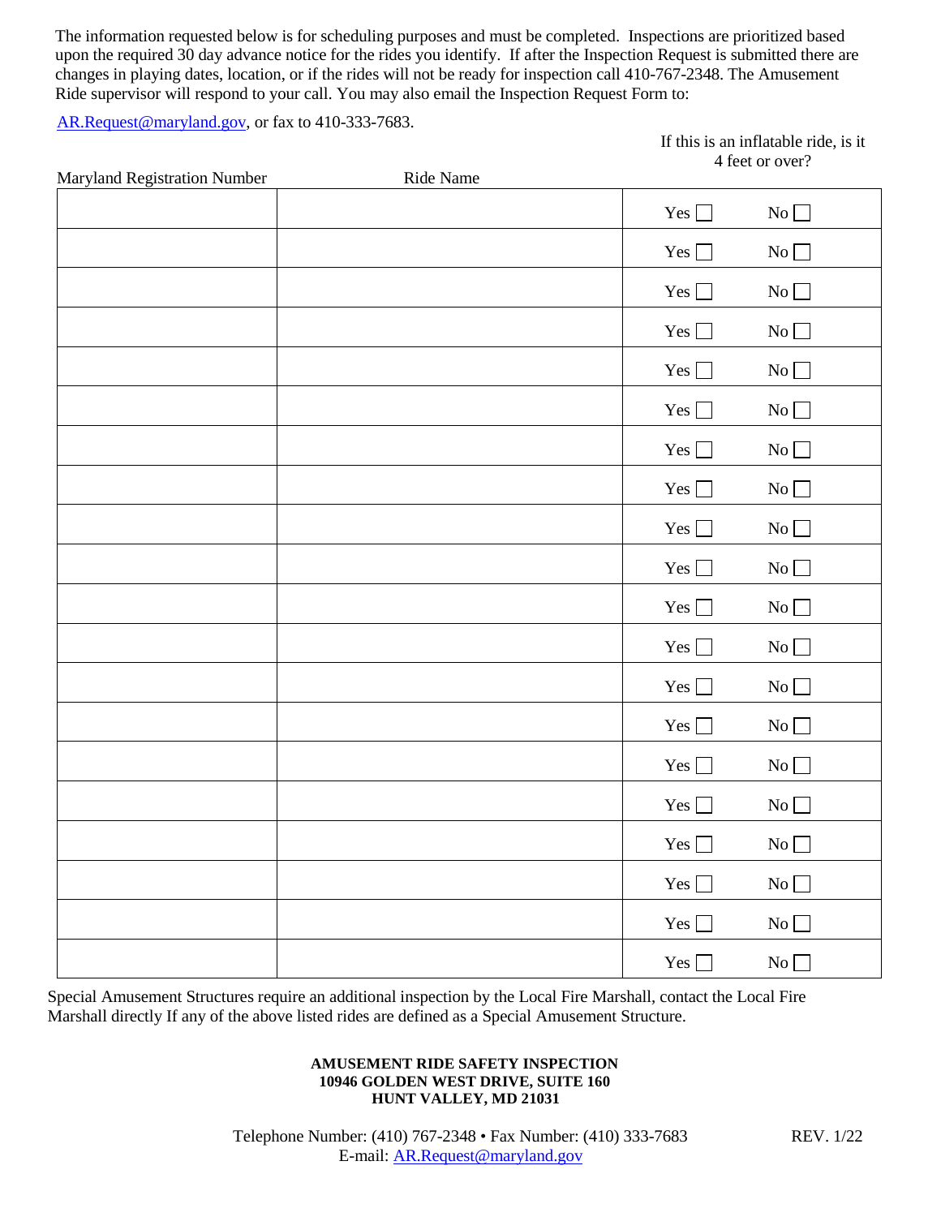The information requested below is for scheduling purposes and must be completed. Inspections are prioritized based upon the required 30 day advance notice for the rides you identify. If after the Inspection Request is submitted there are changes in playing dates, location, or if the rides will not be ready for inspection call 410-767-2348. The Amusement Ride supervisor will respond to your call. You may also email the Inspection Request Form to:

AR.Request@maryland.gov, or fax to 410-333-7683.

| Maryland Registration Number | Ride Name | If this is an inflatable ride, is it 4 feet or over? |
|---|---|---|
| | | Yes ☐ No ☐ |
| | | Yes ☐ No ☐ |
| | | Yes ☐ No ☐ |
| | | Yes ☐ No ☐ |
| | | Yes ☐ No ☐ |
| | | Yes ☐ No ☐ |
| | | Yes ☐ No ☐ |
| | | Yes ☐ No ☐ |
| | | Yes ☐ No ☐ |
| | | Yes ☐ No ☐ |
| | | Yes ☐ No ☐ |
| | | Yes ☐ No ☐ |
| | | Yes ☐ No ☐ |
| | | Yes ☐ No ☐ |
| | | Yes ☐ No ☐ |
| | | Yes ☐ No ☐ |
| | | Yes ☐ No ☐ |
| | | Yes ☐ No ☐ |
| | | Yes ☐ No ☐ |
| | | Yes ☐ No ☐ |

Special Amusement Structures require an additional inspection by the Local Fire Marshall, contact the Local Fire Marshall directly If any of the above listed rides are defined as a Special Amusement Structure.

**AMUSEMENT RIDE SAFETY INSPECTION**
**10946 GOLDEN WEST DRIVE, SUITE 160**
**HUNT VALLEY, MD 21031**

Telephone Number: (410) 767-2348 • Fax Number: (410) 333-7683
E-mail: AR.Request@maryland.gov

REV. 1/22